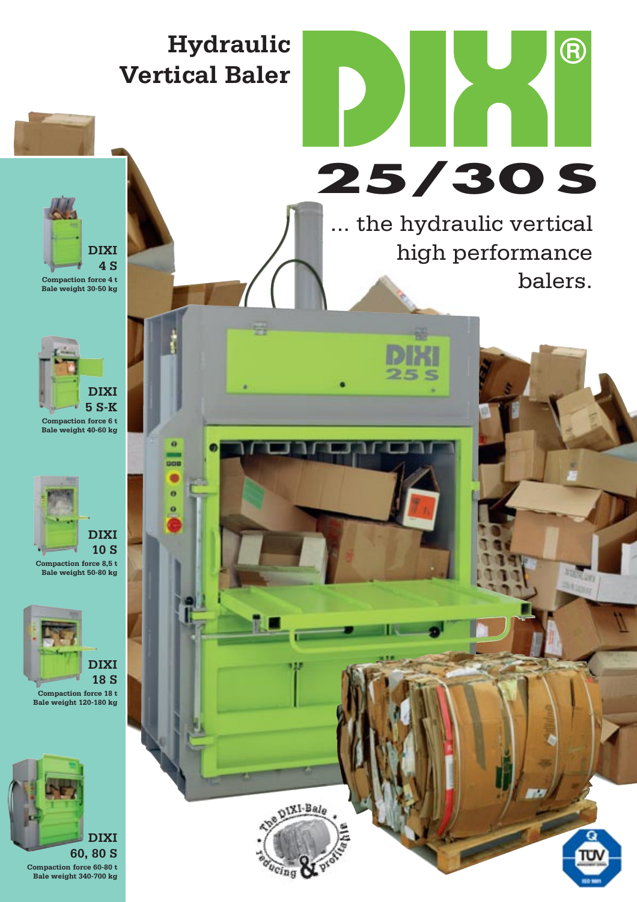# Hydraulic Vertical Baler

# DIXI®

## 25/30 S

... the hydraulic vertical high performance balers.

**DIXI 4 S**
Compaction force 4 t
Bale weight 30-50 kg

**DIXI 5 S-K**
Compaction force 6 t
Bale weight 40-60 kg

**DIXI 10 S**
Compaction force 8,5 t
Bale weight 50-80 kg

**DIXI 18 S**
Compaction force 18 t
Bale weight 120-180 kg

**DIXI 60, 80 S**
Compaction force 60-80 t
Bale weight 340-700 kg

The DIXI-Bale • reducing & profitable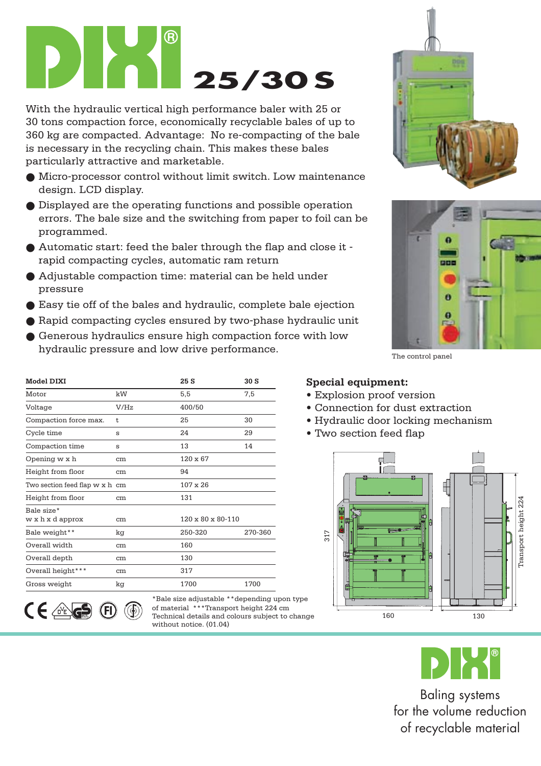# DIXI® 25/30 S

With the hydraulic vertical high performance baler with 25 or 30 tons compaction force, economically recyclable bales of up to 360 kg are compacted. Advantage: No re-compacting of the bale is necessary in the recycling chain. This makes these bales particularly attractive and marketable.

- Micro-processor control without limit switch. Low maintenance design. LCD display.
- Displayed are the operating functions and possible operation errors. The bale size and the switching from paper to foil can be programmed.
- Automatic start: feed the baler through the flap and close it - rapid compacting cycles, automatic ram return
- Adjustable compaction time: material can be held under pressure
- Easy tie off of the bales and hydraulic, complete bale ejection
- Rapid compacting cycles ensured by two-phase hydraulic unit
- Generous hydraulics ensure high compaction force with low hydraulic pressure and low drive performance.

The control panel

| Model DIXI | | 25 S | 30 S |
|---|---|---|---|
| Motor | kW | 5,5 | 7,5 |
| Voltage | V/Hz | 400/50 | |
| Compaction force max. | t | 25 | 30 |
| Cycle time | s | 24 | 29 |
| Compaction time | s | 13 | 14 |
| Opening w x h | cm | 120 x 67 | |
| Height from floor | cm | 94 | |
| Two section feed flap w x h | cm | 107 x 26 | |
| Height from floor | cm | 131 | |
| Bale size* w x h x d approx | cm | 120 x 80 x 80-110 | |
| Bale weight** | kg | 250-320 | 270-360 |
| Overall width | cm | 160 | |
| Overall depth | cm | 130 | |
| Overall height*** | cm | 317 | |
| Gross weight | kg | 1700 | 1700 |

*Bale size adjustable **depending upon type of material ***Transport height 224 cm
Technical details and colours subject to change without notice. (01.04)

## Special equipment:

- Explosion proof version
- Connection for dust extraction
- Hydraulic door locking mechanism
- Two section feed flap

317
Transport height 224
160
130

DIXI®

Baling systems for the volume reduction of recyclable material